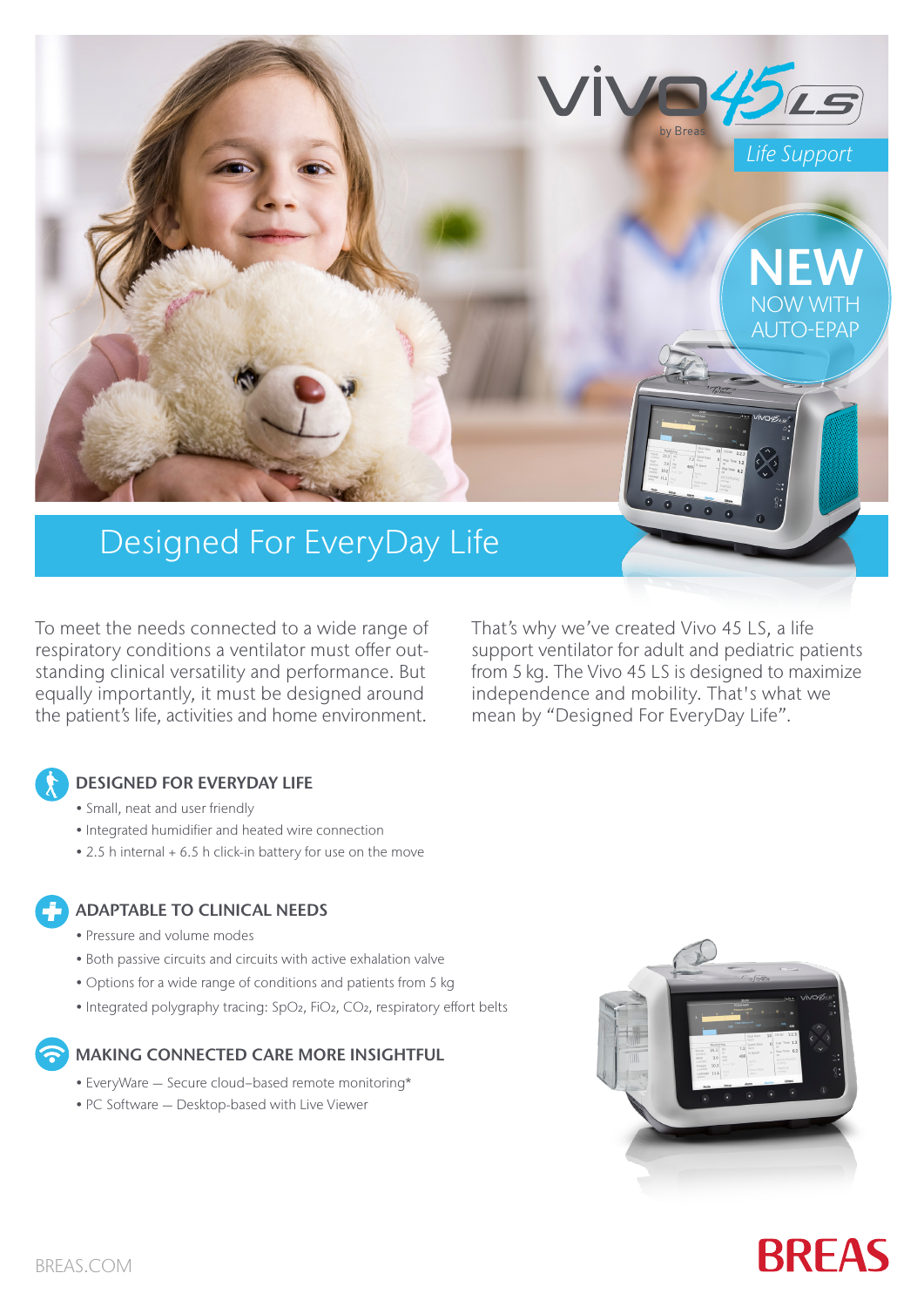Vivo 45 LS

by Breas

*Life Support*

**NEW**
NOW WITH AUTO-EPAP

# Designed For EveryDay Life

To meet the needs connected to a wide range of respiratory conditions a ventilator must offer outstanding clinical versatility and performance. But equally importantly, it must be designed around the patient's life, activities and home environment.

That's why we've created Vivo 45 LS, a life support ventilator for adult and pediatric patients from 5 kg. The Vivo 45 LS is designed to maximize independence and mobility. That's what we mean by "Designed For EveryDay Life".

## DESIGNED FOR EVERYDAY LIFE

- Small, neat and user friendly
- Integrated humidifier and heated wire connection
- 2.5 h internal + 6.5 h click-in battery for use on the move

## ADAPTABLE TO CLINICAL NEEDS

- Pressure and volume modes
- Both passive circuits and circuits with active exhalation valve
- Options for a wide range of conditions and patients from 5 kg
- Integrated polygraphy tracing: $SpO_2$, $FiO_2$, $CO_2$, respiratory effort belts

## MAKING CONNECTED CARE MORE INSIGHTFUL

- EveryWare – Secure cloud–based remote monitoring*
- PC Software – Desktop-based with Live Viewer

BREAS.COM

BREAS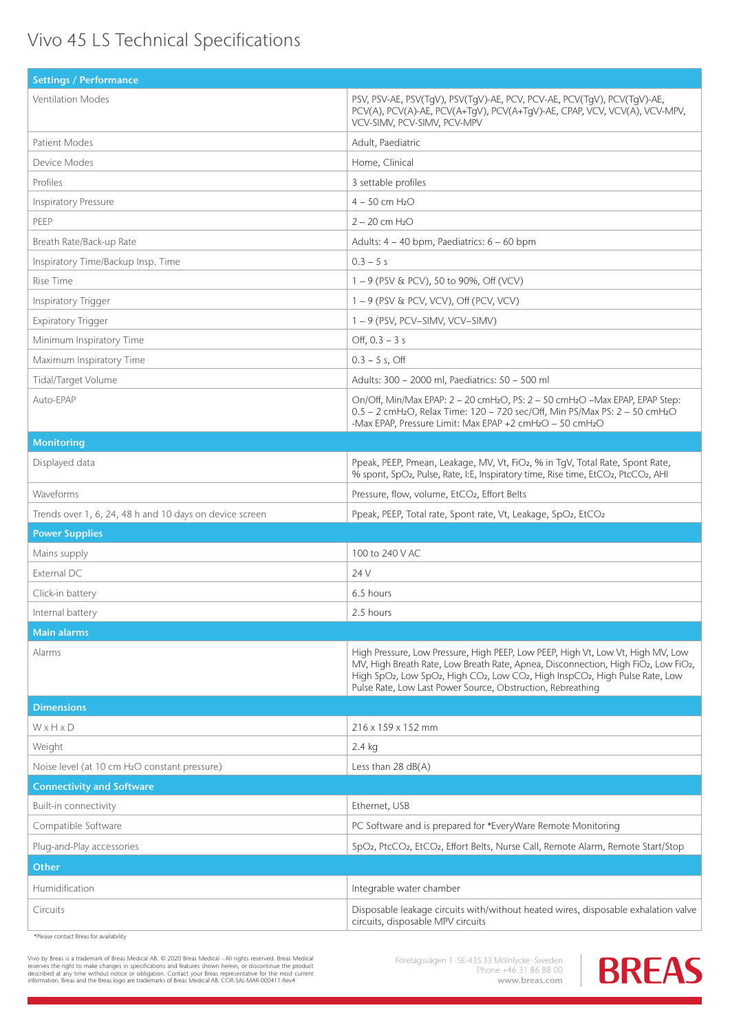# Vivo 45 LS Technical Specifications

| | |
|---|---|
| **Settings / Performance** | |
| Ventilation Modes | PSV, PSV-AE, PSV(TgV), PSV(TgV)-AE, PCV, PCV-AE, PCV(TgV), PCV(TgV)-AE, PCV(A), PCV(A)-AE, PCV(A+TgV), PCV(A+TgV)-AE, CPAP, VCV, VCV(A), VCV-MPV, VCV-SIMV, PCV-SIMV, PCV-MPV |
| Patient Modes | Adult, Paediatric |
| Device Modes | Home, Clinical |
| Profiles | 3 settable profiles |
| Inspiratory Pressure | 4 – 50 cm $H_2O$ |
| PEEP | 2 – 20 cm $H_2O$ |
| Breath Rate/Back-up Rate | Adults: 4 – 40 bpm, Paediatrics: 6 – 60 bpm |
| Inspiratory Time/Backup Insp. Time | 0.3 – 5 s |
| Rise Time | 1 – 9 (PSV & PCV), 50 to 90%, Off (VCV) |
| Inspiratory Trigger | 1 – 9 (PSV & PCV, VCV), Off (PCV, VCV) |
| Expiratory Trigger | 1 – 9 (PSV, PCV–SIMV, VCV–SIMV) |
| Minimum Inspiratory Time | Off, 0.3 – 3 s |
| Maximum Inspiratory Time | 0.3 – 5 s, Off |
| Tidal/Target Volume | Adults: 300 – 2000 ml, Paediatrics: 50 – 500 ml |
| Auto-EPAP | On/Off, Min/Max EPAP: 2 – 20 cm$H_2O$, PS: 2 – 50 cm$H_2O$ –Max EPAP, EPAP Step: 0.5 – 2 cm$H_2O$, Relax Time: 120 – 720 sec/Off, Min PS/Max PS: 2 – 50 cm$H_2O$ -Max EPAP, Pressure Limit: Max EPAP +2 cm$H_2O$ – 50 cm$H_2O$ |
| **Monitoring** | |
| Displayed data | Ppeak, PEEP, Pmean, Leakage, MV, Vt, $FiO_2$, % in TgV, Total Rate, Spont Rate, % spont, $SpO_2$, Pulse, Rate, I:E, Inspiratory time, Rise time, $EtCO_2$, $PtcCO_2$, AHI |
| Waveforms | Pressure, flow, volume, $EtCO_2$, Effort Belts |
| Trends over 1, 6, 24, 48 h and 10 days on device screen | Ppeak, PEEP, Total rate, Spont rate, Vt, Leakage, $SpO_2$, $EtCO_2$ |
| **Power Supplies** | |
| Mains supply | 100 to 240 V AC |
| External DC | 24 V |
| Click-in battery | 6.5 hours |
| Internal battery | 2.5 hours |
| **Main alarms** | |
| Alarms | High Pressure, Low Pressure, High PEEP, Low PEEP, High Vt, Low Vt, High MV, Low MV, High Breath Rate, Low Breath Rate, Apnea, Disconnection, High $FiO_2$, Low $FiO_2$, High $SpO_2$, Low $SpO_2$, High $CO_2$, Low $CO_2$, High Insp$CO_2$, High Pulse Rate, Low Pulse Rate, Low Last Power Source, Obstruction, Rebreathing |
| **Dimensions** | |
| W x H x D | 216 x 159 x 152 mm |
| Weight | 2.4 kg |
| Noise level (at 10 cm $H_2O$ constant pressure) | Less than 28 dB(A) |
| **Connectivity and Software** | |
| Built-in connectivity | Ethernet, USB |
| Compatible Software | PC Software and is prepared for *EveryWare Remote Monitoring |
| Plug-and-Play accessories | $SpO_2$, $PtcCO_2$, $EtCO_2$, Effort Belts, Nurse Call, Remote Alarm, Remote Start/Stop |
| **Other** | |
| Humidification | Integrable water chamber |
| Circuits | Disposable leakage circuits with/without heated wires, disposable exhalation valve circuits, disposable MPV circuits |

*Please contact Breas for availability

Vivo by Breas is a trademark of Breas Medical AB. © 2020 Breas Medical - All rights reserved. Breas Medical reserves the right to make changes in specifications and features shown herein, or discontinue the product described at any time without notice or obligation. Contact your Breas representative for the most current information. Breas and the Breas logo are trademarks of Breas Medical AB. COR-SAL-MAR-000411-Rev4

Företagsvägen 1 · SE-435 33 Mölnlycke · Sweden
Phone +46 31 86 88 00
www.breas.com

BREAS